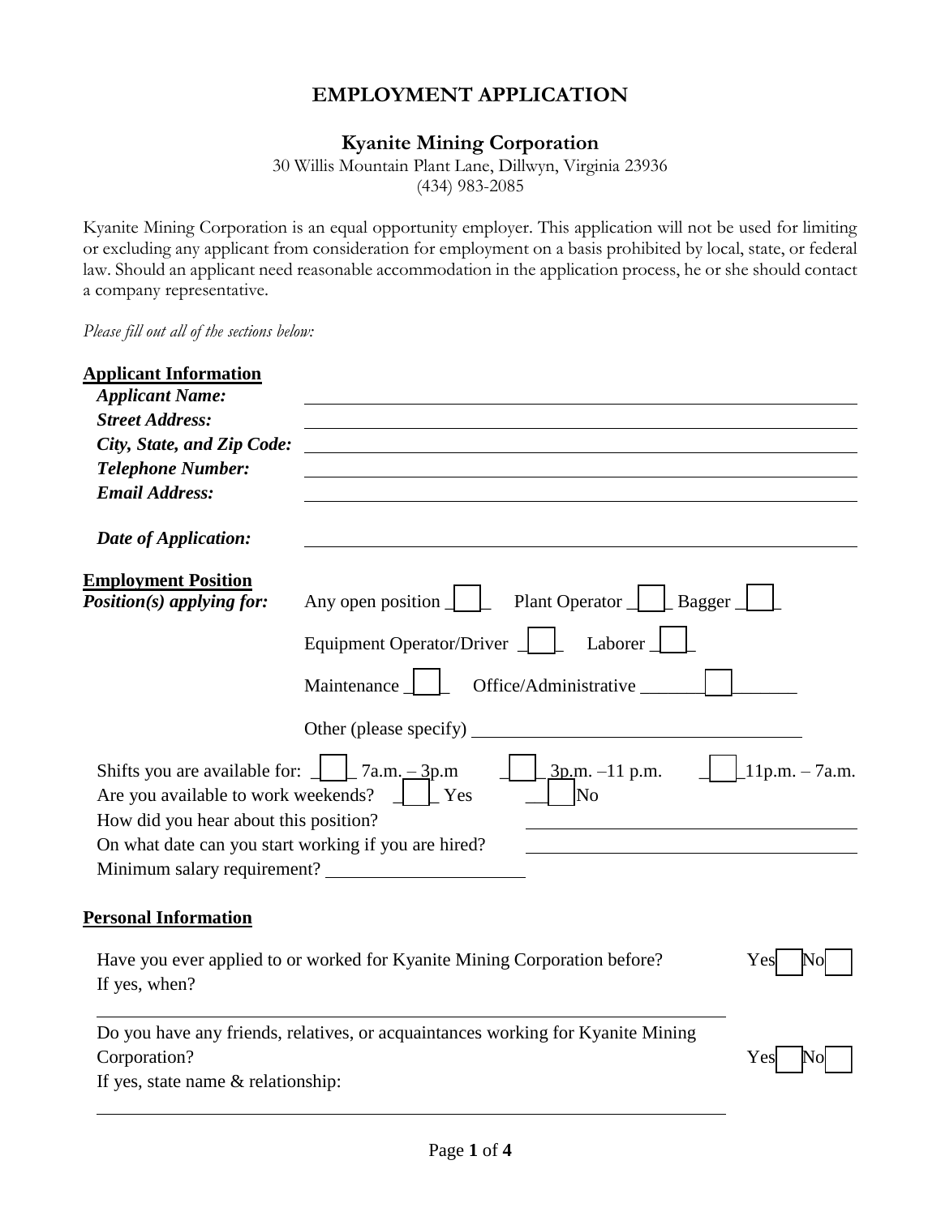# EMPLOYMENT APPLICATION

## Kyanite Mining Corporation

30 Willis Mountain Plant Lane, Dillwyn, Virginia 23936
(434) 983-2085

Kyanite Mining Corporation is an equal opportunity employer. This application will not be used for limiting or excluding any applicant from consideration for employment on a basis prohibited by local, state, or federal law. Should an applicant need reasonable accommodation in the application process, he or she should contact a company representative.

*Please fill out all of the sections below:*

**Applicant Information**

***Applicant Name:*** ______________________________

***Street Address:*** ______________________________

***City, State, and Zip Code:*** ______________________________

***Telephone Number:*** ______________________________

***Email Address:*** ______________________________

***Date of Application:*** ______________________________

**Employment Position**

***Position(s) applying for:*** Any open position ☐ Plant Operator ☐ Bagger ☐

Equipment Operator/Driver ☐ Laborer ☐

Maintenance ☐ Office/Administrative ☐

Other (please specify) ______________________________

Shifts you are available for: ☐ 7a.m. – 3p.m ☐ 3p.m. –11 p.m. ☐ 11p.m. – 7a.m.

Are you available to work weekends? ☐ Yes ☐ No

How did you hear about this position? ______________________________

On what date can you start working if you are hired? ______________________________

Minimum salary requirement? ______________________________

**Personal Information**

Have you ever applied to or worked for Kyanite Mining Corporation before? Yes ☐ No ☐

If yes, when?

______________________________

Do you have any friends, relatives, or acquaintances working for Kyanite Mining Corporation? Yes ☐ No ☐

If yes, state name & relationship:

______________________________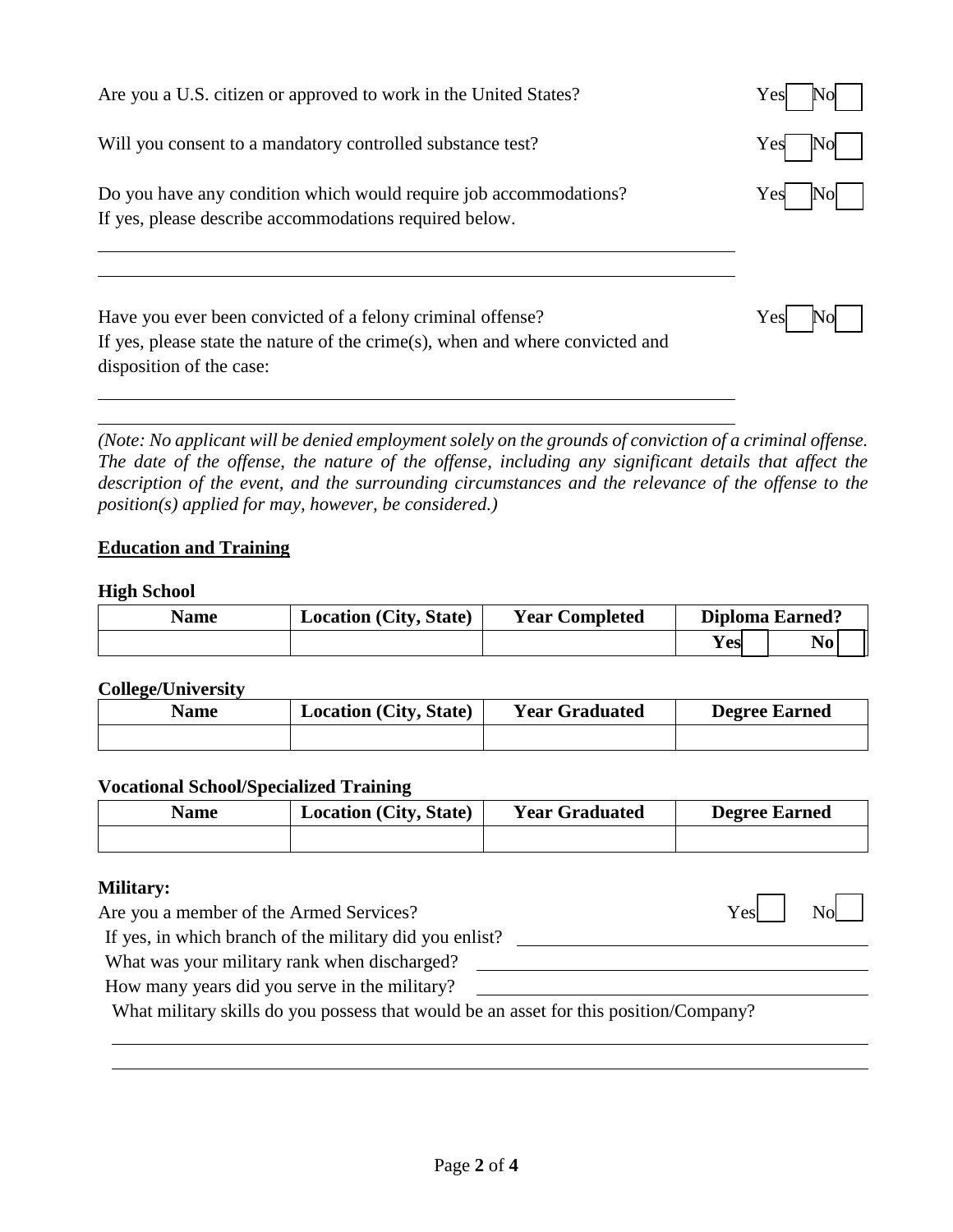Are you a U.S. citizen or approved to work in the United States? Yes ☐ No ☐

Will you consent to a mandatory controlled substance test? Yes ☐ No ☐

Do you have any condition which would require job accommodations? Yes ☐ No ☐
If yes, please describe accommodations required below.

\_\_\_\_\_\_\_\_\_\_\_\_\_\_\_\_\_\_\_\_\_\_\_\_\_\_\_\_\_\_\_\_\_\_\_\_\_\_\_\_\_\_\_\_\_\_\_\_\_\_\_\_\_\_\_\_\_\_\_\_

\_\_\_\_\_\_\_\_\_\_\_\_\_\_\_\_\_\_\_\_\_\_\_\_\_\_\_\_\_\_\_\_\_\_\_\_\_\_\_\_\_\_\_\_\_\_\_\_\_\_\_\_\_\_\_\_\_\_\_\_

Have you ever been convicted of a felony criminal offense? Yes ☐ No ☐
If yes, please state the nature of the crime(s), when and where convicted and disposition of the case:

\_\_\_\_\_\_\_\_\_\_\_\_\_\_\_\_\_\_\_\_\_\_\_\_\_\_\_\_\_\_\_\_\_\_\_\_\_\_\_\_\_\_\_\_\_\_\_\_\_\_\_\_\_\_\_\_\_\_\_\_

\_\_\_\_\_\_\_\_\_\_\_\_\_\_\_\_\_\_\_\_\_\_\_\_\_\_\_\_\_\_\_\_\_\_\_\_\_\_\_\_\_\_\_\_\_\_\_\_\_\_\_\_\_\_\_\_\_\_\_\_

*(Note: No applicant will be denied employment solely on the grounds of conviction of a criminal offense. The date of the offense, the nature of the offense, including any significant details that affect the description of the event, and the surrounding circumstances and the relevance of the offense to the position(s) applied for may, however, be considered.)*

## Education and Training

**High School**

| Name | Location (City, State) | Year Completed | Diploma Earned? |
|---|---|---|---|
| | | | Yes ☐ No ☐ |

**College/University**

| Name | Location (City, State) | Year Graduated | Degree Earned |
|---|---|---|---|
| | | | |

**Vocational School/Specialized Training**

| Name | Location (City, State) | Year Graduated | Degree Earned |
|---|---|---|---|
| | | | |

**Military:**

Are you a member of the Armed Services? Yes ☐ No ☐

If yes, in which branch of the military did you enlist? \_\_\_\_\_\_\_\_\_\_\_\_\_\_\_\_\_\_\_\_

What was your military rank when discharged? \_\_\_\_\_\_\_\_\_\_\_\_\_\_\_\_\_\_\_\_

How many years did you serve in the military? \_\_\_\_\_\_\_\_\_\_\_\_\_\_\_\_\_\_\_\_

What military skills do you possess that would be an asset for this position/Company?

\_\_\_\_\_\_\_\_\_\_\_\_\_\_\_\_\_\_\_\_\_\_\_\_\_\_\_\_\_\_\_\_\_\_\_\_\_\_\_\_\_\_\_\_\_\_\_\_\_\_\_\_\_\_\_\_\_\_\_\_

\_\_\_\_\_\_\_\_\_\_\_\_\_\_\_\_\_\_\_\_\_\_\_\_\_\_\_\_\_\_\_\_\_\_\_\_\_\_\_\_\_\_\_\_\_\_\_\_\_\_\_\_\_\_\_\_\_\_\_\_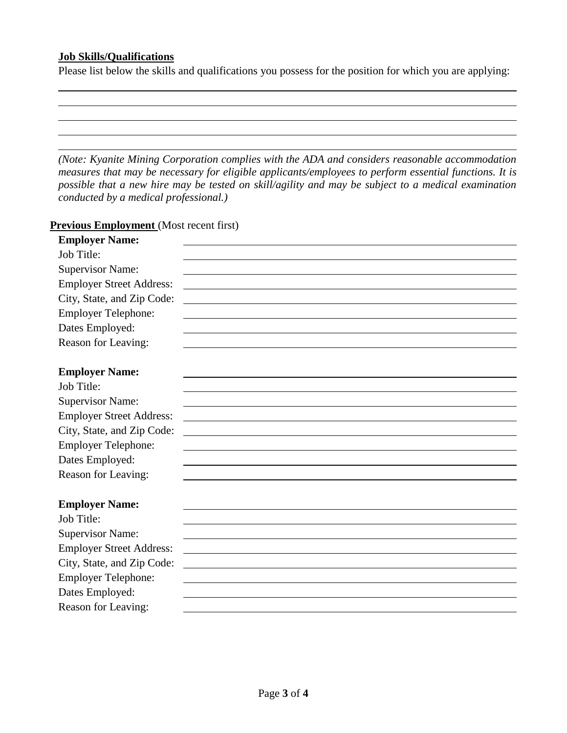**Job Skills/Qualifications**

Please list below the skills and qualifications you possess for the position for which you are applying:

_______________________________________________________________________________

_______________________________________________________________________________

_______________________________________________________________________________

_______________________________________________________________________________

_______________________________________________________________________________

*(Note: Kyanite Mining Corporation complies with the ADA and considers reasonable accommodation measures that may be necessary for eligible applicants/employees to perform essential functions. It is possible that a new hire may be tested on skill/agility and may be subject to a medical examination conducted by a medical professional.)*

**Previous Employment** (Most recent first)

**Employer Name:** ________________________________________________

Job Title: ________________________________________________

Supervisor Name: ________________________________________________

Employer Street Address: ________________________________________________

City, State, and Zip Code: ________________________________________________

Employer Telephone: ________________________________________________

Dates Employed: ________________________________________________

Reason for Leaving: ________________________________________________

**Employer Name:** ________________________________________________

Job Title: ________________________________________________

Supervisor Name: ________________________________________________

Employer Street Address: ________________________________________________

City, State, and Zip Code: ________________________________________________

Employer Telephone: ________________________________________________

Dates Employed: ________________________________________________

Reason for Leaving: ________________________________________________

**Employer Name:** ________________________________________________

Job Title: ________________________________________________

Supervisor Name: ________________________________________________

Employer Street Address: ________________________________________________

City, State, and Zip Code: ________________________________________________

Employer Telephone: ________________________________________________

Dates Employed: ________________________________________________

Reason for Leaving: ________________________________________________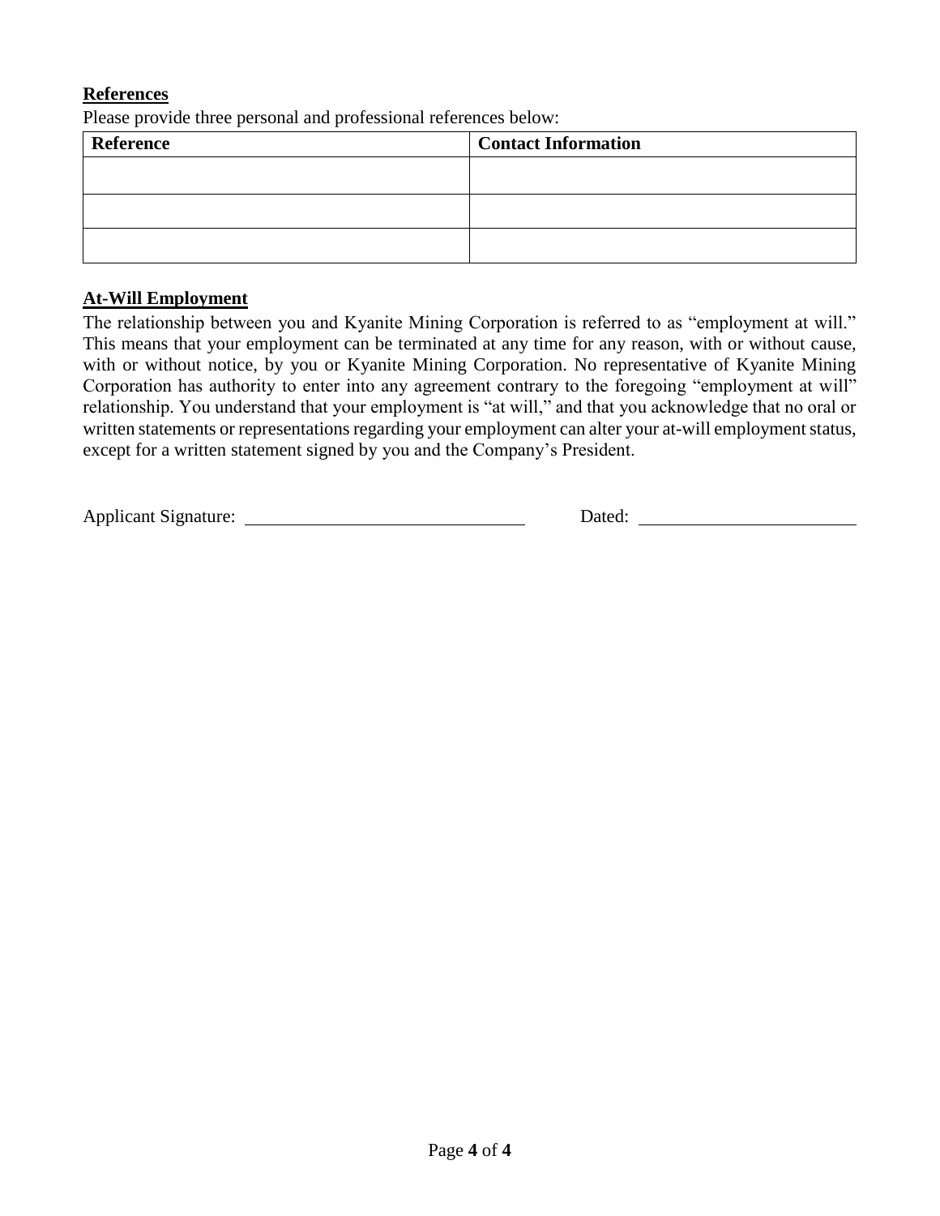**References**

Please provide three personal and professional references below:

| Reference | Contact Information |
| --- | --- |
| | |
| | |
| | |

**At-Will Employment**

The relationship between you and Kyanite Mining Corporation is referred to as "employment at will." This means that your employment can be terminated at any time for any reason, with or without cause, with or without notice, by you or Kyanite Mining Corporation. No representative of Kyanite Mining Corporation has authority to enter into any agreement contrary to the foregoing "employment at will" relationship. You understand that your employment is "at will," and that you acknowledge that no oral or written statements or representations regarding your employment can alter your at-will employment status, except for a written statement signed by you and the Company's President.

Applicant Signature: ______________________________ Dated: ________________________